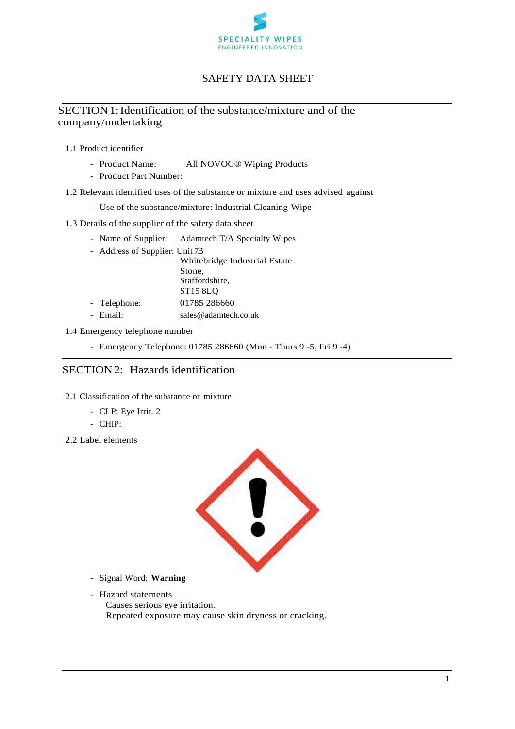SPECIALITY WIPES
ENGINEERED INNOVATION

# SAFETY DATA SHEET

## SECTION 1: Identification of the substance/mixture and of the company/undertaking

1.1 Product identifier

- Product Name: All NOVOC® Wiping Products
- Product Part Number:

1.2 Relevant identified uses of the substance or mixture and uses advised against

- Use of the substance/mixture: Industrial Cleaning Wipe

1.3 Details of the supplier of the safety data sheet

- Name of Supplier: Adamtech T/A Specialty Wipes
- Address of Supplier: Unit 7B
  Whitebridge Industrial Estate
  Stone,
  Staffordshire,
  ST15 8LQ
- Telephone: 01785 286660
- Email: sales@adamtech.co.uk

1.4 Emergency telephone number

- Emergency Telephone: 01785 286660 (Mon - Thurs 9 -5, Fri 9 -4)

## SECTION 2: Hazards identification

2.1 Classification of the substance or mixture

- CLP: Eye Irrit. 2
- CHIP:

2.2 Label elements

- Signal Word: **Warning**
- Hazard statements
  Causes serious eye irritation.
  Repeated exposure may cause skin dryness or cracking.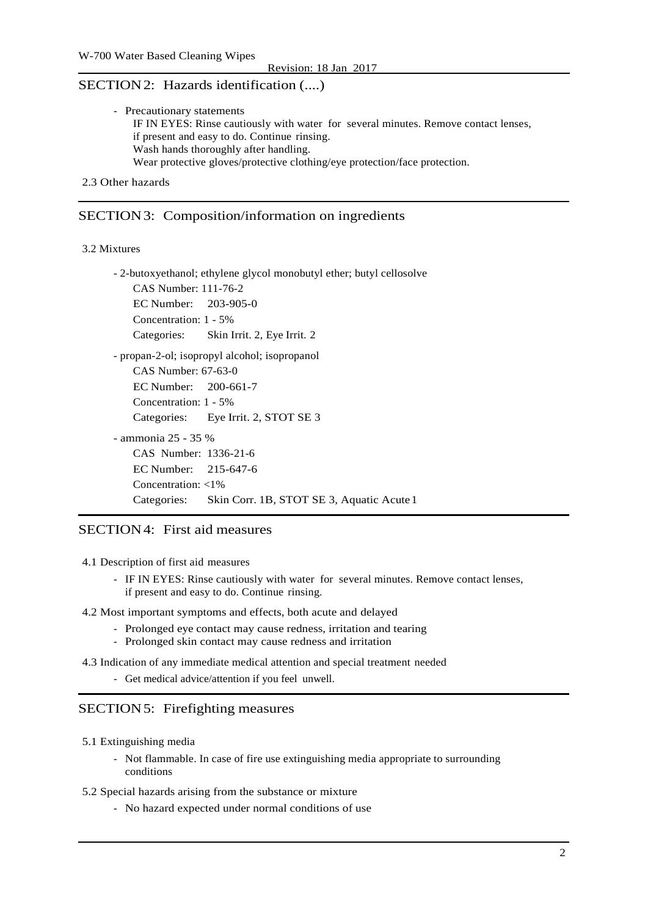## SECTION 2: Hazards identification (....)

- Precautionary statements

  IF IN EYES: Rinse cautiously with water for several minutes. Remove contact lenses, if present and easy to do. Continue rinsing.

  Wash hands thoroughly after handling.

  Wear protective gloves/protective clothing/eye protection/face protection.

2.3 Other hazards

## SECTION 3: Composition/information on ingredients

3.2 Mixtures

- 2-butoxyethanol; ethylene glycol monobutyl ether; butyl cellosolve

  CAS Number: 111-76-2

  EC Number: 203-905-0

  Concentration: 1 - 5%

  Categories: Skin Irrit. 2, Eye Irrit. 2

- propan-2-ol; isopropyl alcohol; isopropanol

  CAS Number: 67-63-0

  EC Number: 200-661-7

  Concentration: 1 - 5%

  Categories: Eye Irrit. 2, STOT SE 3

- ammonia 25 - 35 %

  CAS Number: 1336-21-6

  EC Number: 215-647-6

  Concentration: <1%

  Categories: Skin Corr. 1B, STOT SE 3, Aquatic Acute 1

## SECTION 4: First aid measures

4.1 Description of first aid measures

- IF IN EYES: Rinse cautiously with water for several minutes. Remove contact lenses, if present and easy to do. Continue rinsing.

4.2 Most important symptoms and effects, both acute and delayed

- Prolonged eye contact may cause redness, irritation and tearing
- Prolonged skin contact may cause redness and irritation

4.3 Indication of any immediate medical attention and special treatment needed

- Get medical advice/attention if you feel unwell.

## SECTION 5: Firefighting measures

5.1 Extinguishing media

- Not flammable. In case of fire use extinguishing media appropriate to surrounding conditions

5.2 Special hazards arising from the substance or mixture

- No hazard expected under normal conditions of use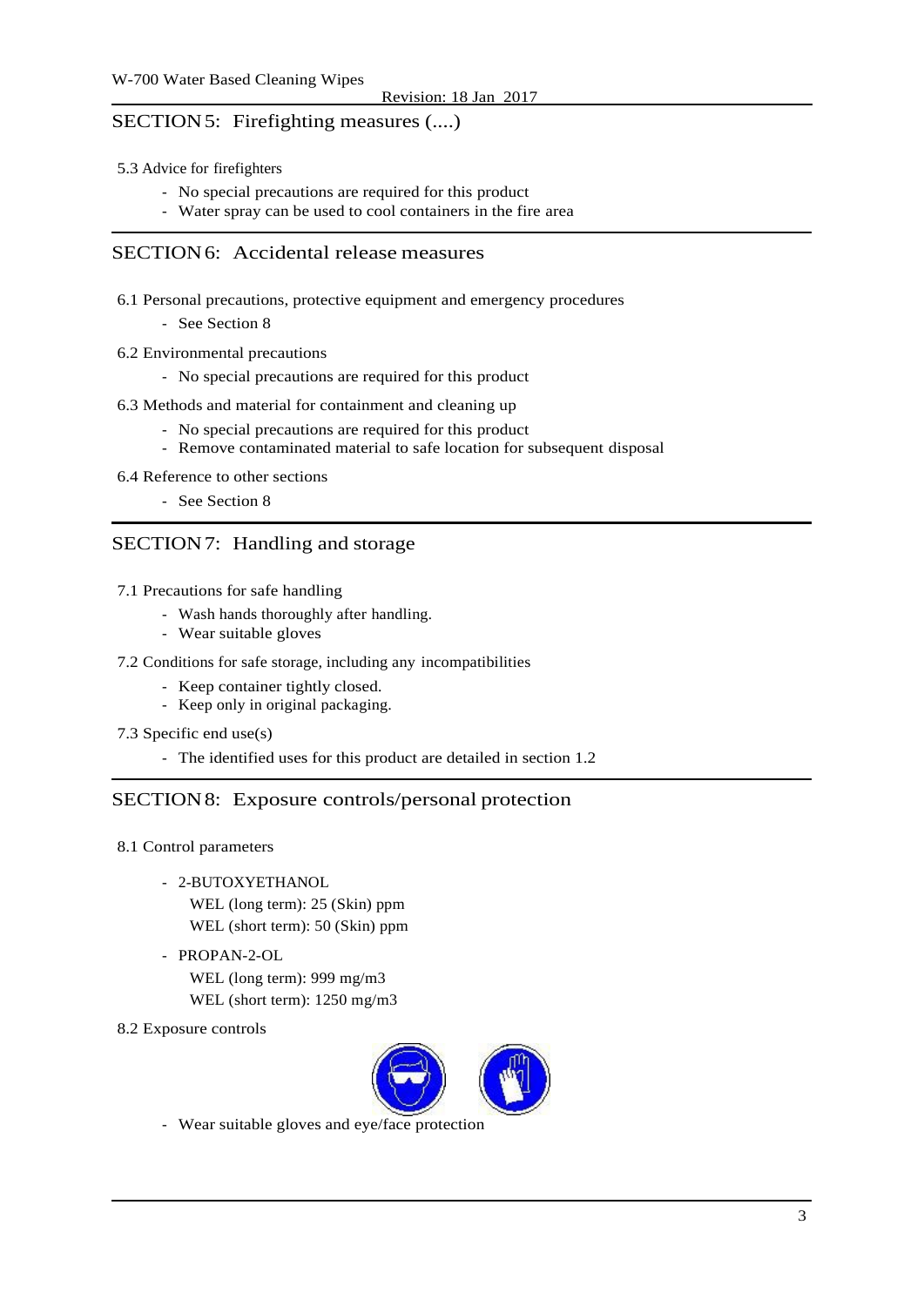## SECTION 5: Firefighting measures (....)

5.3 Advice for firefighters

- No special precautions are required for this product
- Water spray can be used to cool containers in the fire area

## SECTION 6: Accidental release measures

6.1 Personal precautions, protective equipment and emergency procedures

- See Section 8

6.2 Environmental precautions

- No special precautions are required for this product

6.3 Methods and material for containment and cleaning up

- No special precautions are required for this product
- Remove contaminated material to safe location for subsequent disposal

6.4 Reference to other sections

- See Section 8

## SECTION 7: Handling and storage

7.1 Precautions for safe handling

- Wash hands thoroughly after handling.
- Wear suitable gloves

7.2 Conditions for safe storage, including any incompatibilities

- Keep container tightly closed.
- Keep only in original packaging.

7.3 Specific end use(s)

- The identified uses for this product are detailed in section 1.2

## SECTION 8: Exposure controls/personal protection

8.1 Control parameters

- 2-BUTOXYETHANOL
  WEL (long term): 25 (Skin) ppm
  WEL (short term): 50 (Skin) ppm
- PROPAN-2-OL
  WEL (long term): 999 mg/m3
  WEL (short term): 1250 mg/m3

8.2 Exposure controls

- Wear suitable gloves and eye/face protection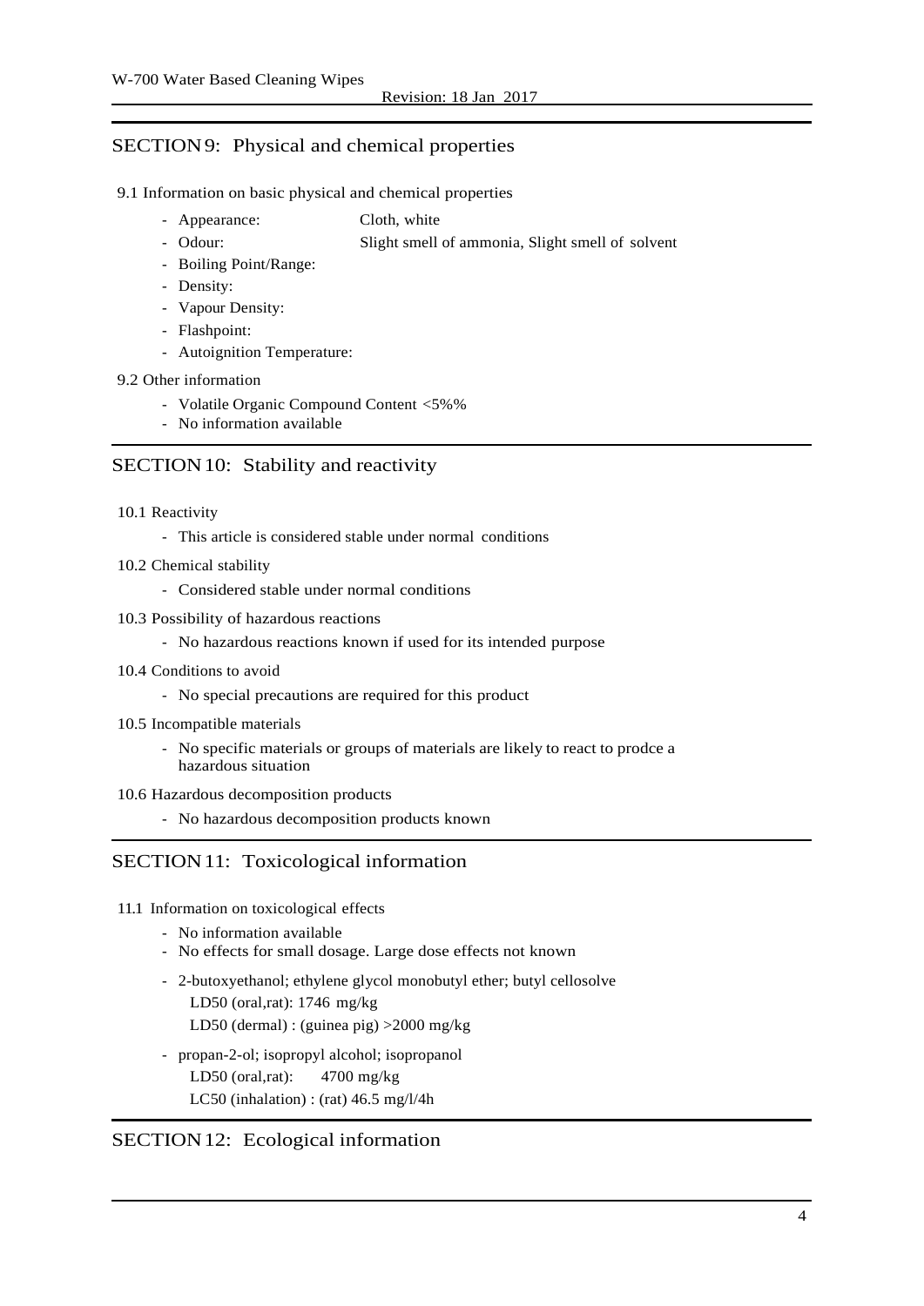## SECTION 9: Physical and chemical properties

9.1 Information on basic physical and chemical properties

- Appearance: Cloth, white
- Odour: Slight smell of ammonia, Slight smell of solvent
- Boiling Point/Range:
- Density:
- Vapour Density:
- Flashpoint:
- Autoignition Temperature:

9.2 Other information

- Volatile Organic Compound Content <5%%
- No information available

## SECTION 10: Stability and reactivity

10.1 Reactivity

- This article is considered stable under normal conditions

10.2 Chemical stability

- Considered stable under normal conditions

10.3 Possibility of hazardous reactions

- No hazardous reactions known if used for its intended purpose

10.4 Conditions to avoid

- No special precautions are required for this product

10.5 Incompatible materials

- No specific materials or groups of materials are likely to react to prodce a hazardous situation

10.6 Hazardous decomposition products

- No hazardous decomposition products known

## SECTION 11: Toxicological information

11.1 Information on toxicological effects

- No information available
- No effects for small dosage. Large dose effects not known
- 2-butoxyethanol; ethylene glycol monobutyl ether; butyl cellosolve
  LD50 (oral,rat): 1746 mg/kg
  LD50 (dermal) : (guinea pig) >2000 mg/kg
- propan-2-ol; isopropyl alcohol; isopropanol
  LD50 (oral,rat): 4700 mg/kg
  LC50 (inhalation) : (rat) 46.5 mg/l/4h

## SECTION 12: Ecological information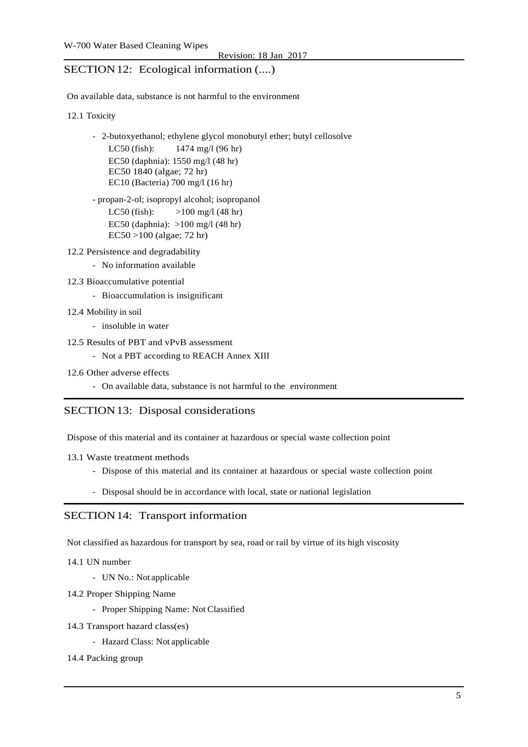## SECTION 12: Ecological information (....)

On available data, substance is not harmful to the environment

12.1 Toxicity

- 2-butoxyethanol; ethylene glycol monobutyl ether; butyl cellosolve
  - LC50 (fish): 1474 mg/l (96 hr)
  - EC50 (daphnia): 1550 mg/l (48 hr)
  - EC50 1840 (algae; 72 hr)
  - EC10 (Bacteria) 700 mg/l (16 hr)
- propan-2-ol; isopropyl alcohol; isopropanol
  - LC50 (fish): >100 mg/l (48 hr)
  - EC50 (daphnia): >100 mg/l (48 hr)
  - EC50 >100 (algae; 72 hr)

12.2 Persistence and degradability

- No information available

12.3 Bioaccumulative potential

- Bioaccumulation is insignificant

12.4 Mobility in soil

- insoluble in water

12.5 Results of PBT and vPvB assessment

- Not a PBT according to REACH Annex XIII

12.6 Other adverse effects

- On available data, substance is not harmful to the environment

## SECTION 13: Disposal considerations

Dispose of this material and its container at hazardous or special waste collection point

13.1 Waste treatment methods

- Dispose of this material and its container at hazardous or special waste collection point
- Disposal should be in accordance with local, state or national legislation

## SECTION 14: Transport information

Not classified as hazardous for transport by sea, road or rail by virtue of its high viscosity

14.1 UN number

- UN No.: Not applicable

14.2 Proper Shipping Name

- Proper Shipping Name: Not Classified

14.3 Transport hazard class(es)

- Hazard Class: Not applicable

14.4 Packing group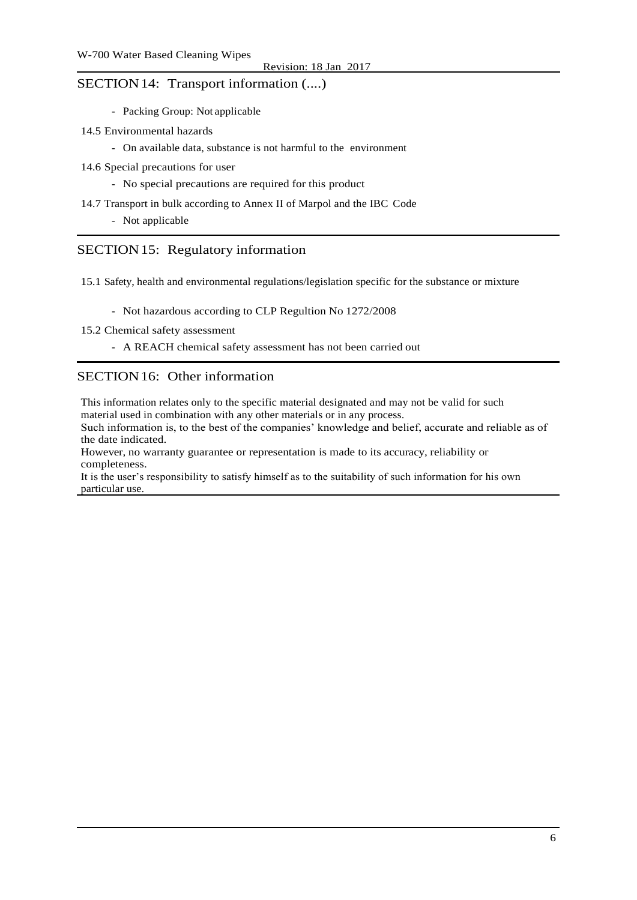## SECTION 14: Transport information (....)

- Packing Group: Not applicable

14.5 Environmental hazards

- On available data, substance is not harmful to the environment

14.6 Special precautions for user

- No special precautions are required for this product

14.7 Transport in bulk according to Annex II of Marpol and the IBC Code

- Not applicable

## SECTION 15: Regulatory information

15.1 Safety, health and environmental regulations/legislation specific for the substance or mixture

- Not hazardous according to CLP Regultion No 1272/2008

15.2 Chemical safety assessment

- A REACH chemical safety assessment has not been carried out

## SECTION 16: Other information

This information relates only to the specific material designated and may not be valid for such material used in combination with any other materials or in any process.
Such information is, to the best of the companies' knowledge and belief, accurate and reliable as of the date indicated.
However, no warranty guarantee or representation is made to its accuracy, reliability or completeness.
It is the user's responsibility to satisfy himself as to the suitability of such information for his own particular use.